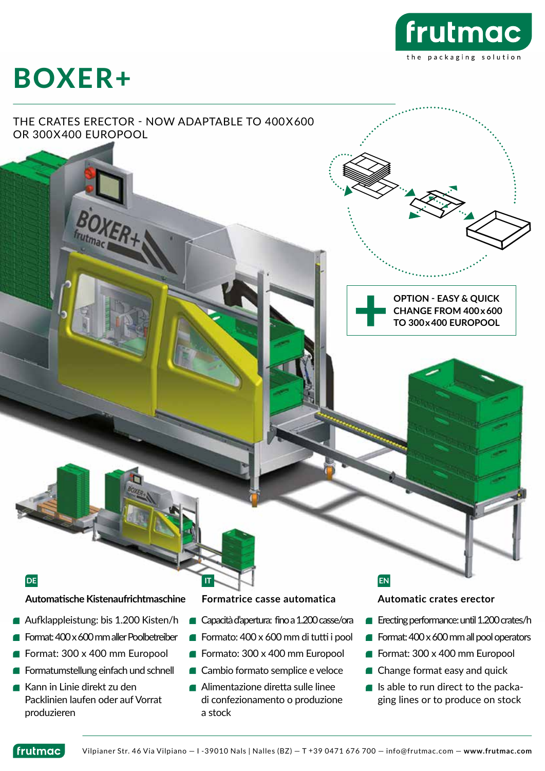frutmac

the packaging solution

# BOXER+

THE CRATES ERECTOR - NOW ADAPTABLE TO 400X600 OR 300X400 EUROPOOL

**OPTION - EASY & QUICK CHANGE FROM 400 x 600 TO 300 x 400 EUROPOOL**

DE

### Automatische Kistenaufrichtmaschine

- Aufklappleistung: bis 1.200 Kisten/h
- Format: 400 x 600 mm aller Poolbetreiber
- Format: 300 x 400 mm Europool
- Formatumstellung einfach und schnell
- Kann in Linie direkt zu den Packlinien laufen oder auf Vorrat produzieren

IT

### Formatrice casse automatica

- Capacità d'apertura: fino a 1.200 casse/ora
- Formato: 400 x 600 mm di tutti i pool
- Formato: 300 x 400 mm Europool
- Cambio formato semplice e veloce
- Alimentazione diretta sulle linee di confezionamento o produzione a stock

EN

### Automatic crates erector

- Erecting performance: until 1.200 crates/h
- Format: 400 x 600 mm all pool operators
- Format: 300 x 400 mm Europool
- Change format easy and quick
- Is able to run direct to the packaging lines or to produce on stock

frutmac Vilpianer Str. 46 Via Vilpiano — I -39010 Nals | Nalles (BZ) — T +39 0471 676 700 — info@frutmac.com — www.frutmac.com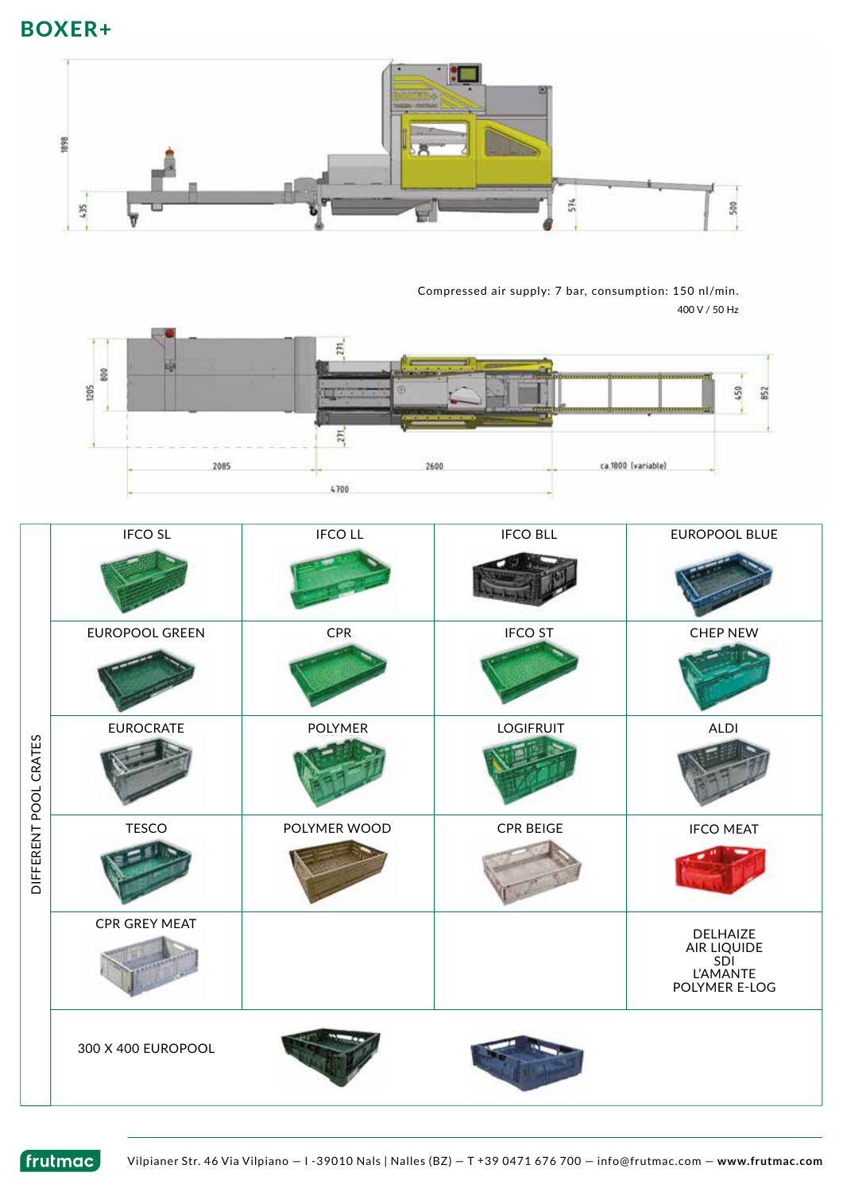# BOXER+

1898
435
574
500

Compressed air supply: 7 bar, consumption: 150 nl/min.
400 V / 50 Hz

1205
800
271
271
450
852
2085
2600
ca.1800 (variable)
4700

| DIFFERENT POOL CRATES | | | | |
|---|---|---|---|---|
| | IFCO SL | IFCO LL | IFCO BLL | EUROPOOL BLUE |
| | EUROPOOL GREEN | CPR | IFCO ST | CHEP NEW |
| | EUROCRATE | POLYMER | LOGIFRUIT | ALDI |
| | TESCO | POLYMER WOOD | CPR BEIGE | IFCO MEAT |
| | CPR GREY MEAT | | | DELHAIZE<br>AIR LIQUIDE<br>SDI<br>L'AMANTE<br>POLYMER E-LOG |
| | 300 X 400 EUROPOOL | | | |

frutmac

Vilpianer Str. 46 Via Vilpiano — I -39010 Nals | Nalles (BZ) — T +39 0471 676 700 — info@frutmac.com — **www.frutmac.com**